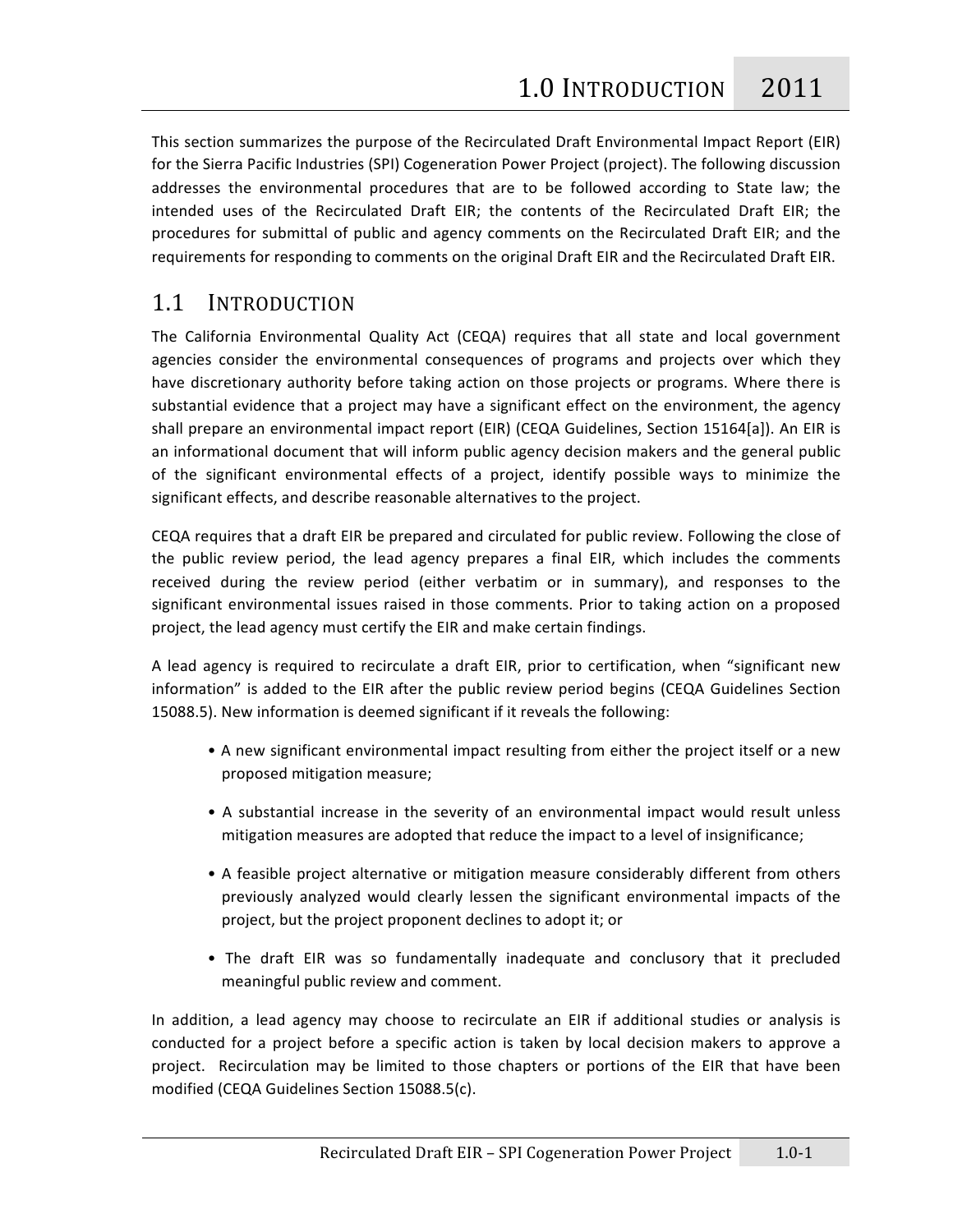# 1.0 INTRODUCTION

This section summarizes the purpose of the Recirculated Draft Environmental Impact Report (EIR) for the Sierra Pacific Industries (SPI) Cogeneration Power Project (project). The following discussion addresses the environmental procedures that are to be followed according to State law; the intended uses of the Recirculated Draft EIR; the contents of the Recirculated Draft EIR; the procedures for submittal of public and agency comments on the Recirculated Draft EIR; and the requirements for responding to comments on the original Draft EIR and the Recirculated Draft EIR.

## 1.1 INTRODUCTION

The California Environmental Quality Act (CEQA) requires that all state and local government agencies consider the environmental consequences of programs and projects over which they have discretionary authority before taking action on those projects or programs. Where there is substantial evidence that a project may have a significant effect on the environment, the agency shall prepare an environmental impact report (EIR) (CEQA Guidelines, Section 15164[a]). An EIR is an informational document that will inform public agency decision makers and the general public of the significant environmental effects of a project, identify possible ways to minimize the significant effects, and describe reasonable alternatives to the project.

CEQA requires that a draft EIR be prepared and circulated for public review. Following the close of the public review period, the lead agency prepares a final EIR, which includes the comments received during the review period (either verbatim or in summary), and responses to the significant environmental issues raised in those comments. Prior to taking action on a proposed project, the lead agency must certify the EIR and make certain findings.

A lead agency is required to recirculate a draft EIR, prior to certification, when "significant new information" is added to the EIR after the public review period begins (CEQA Guidelines Section 15088.5). New information is deemed significant if it reveals the following:

- A new significant environmental impact resulting from either the project itself or a new proposed mitigation measure;
- A substantial increase in the severity of an environmental impact would result unless mitigation measures are adopted that reduce the impact to a level of insignificance;
- A feasible project alternative or mitigation measure considerably different from others previously analyzed would clearly lessen the significant environmental impacts of the project, but the project proponent declines to adopt it; or
- The draft EIR was so fundamentally inadequate and conclusory that it precluded meaningful public review and comment.

In addition, a lead agency may choose to recirculate an EIR if additional studies or analysis is conducted for a project before a specific action is taken by local decision makers to approve a project. Recirculation may be limited to those chapters or portions of the EIR that have been modified (CEQA Guidelines Section 15088.5(c).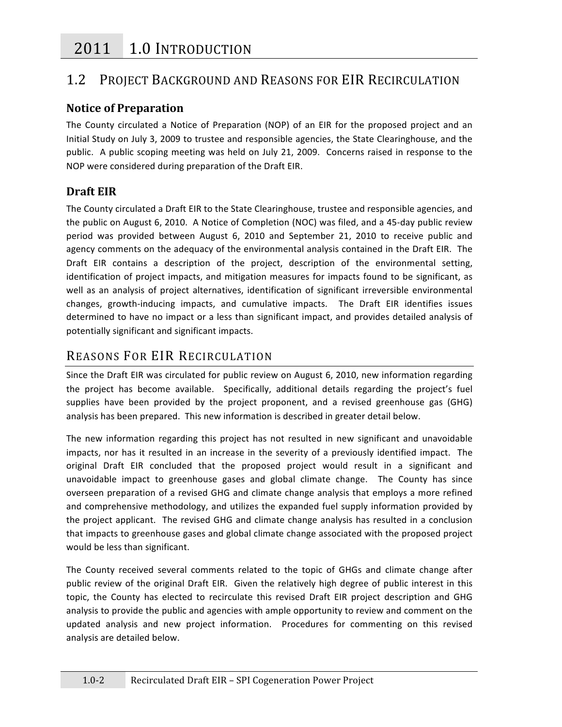## 1.2 Project Background and Reasons for EIR Recirculation

### Notice of Preparation

The County circulated a Notice of Preparation (NOP) of an EIR for the proposed project and an Initial Study on July 3, 2009 to trustee and responsible agencies, the State Clearinghouse, and the public. A public scoping meeting was held on July 21, 2009. Concerns raised in response to the NOP were considered during preparation of the Draft EIR.

### Draft EIR

The County circulated a Draft EIR to the State Clearinghouse, trustee and responsible agencies, and the public on August 6, 2010. A Notice of Completion (NOC) was filed, and a 45-day public review period was provided between August 6, 2010 and September 21, 2010 to receive public and agency comments on the adequacy of the environmental analysis contained in the Draft EIR. The Draft EIR contains a description of the project, description of the environmental setting, identification of project impacts, and mitigation measures for impacts found to be significant, as well as an analysis of project alternatives, identification of significant irreversible environmental changes, growth-inducing impacts, and cumulative impacts. The Draft EIR identifies issues determined to have no impact or a less than significant impact, and provides detailed analysis of potentially significant and significant impacts.

## Reasons For EIR Recirculation

Since the Draft EIR was circulated for public review on August 6, 2010, new information regarding the project has become available. Specifically, additional details regarding the project's fuel supplies have been provided by the project proponent, and a revised greenhouse gas (GHG) analysis has been prepared. This new information is described in greater detail below.

The new information regarding this project has not resulted in new significant and unavoidable impacts, nor has it resulted in an increase in the severity of a previously identified impact. The original Draft EIR concluded that the proposed project would result in a significant and unavoidable impact to greenhouse gases and global climate change. The County has since overseen preparation of a revised GHG and climate change analysis that employs a more refined and comprehensive methodology, and utilizes the expanded fuel supply information provided by the project applicant. The revised GHG and climate change analysis has resulted in a conclusion that impacts to greenhouse gases and global climate change associated with the proposed project would be less than significant.

The County received several comments related to the topic of GHGs and climate change after public review of the original Draft EIR. Given the relatively high degree of public interest in this topic, the County has elected to recirculate this revised Draft EIR project description and GHG analysis to provide the public and agencies with ample opportunity to review and comment on the updated analysis and new project information. Procedures for commenting on this revised analysis are detailed below.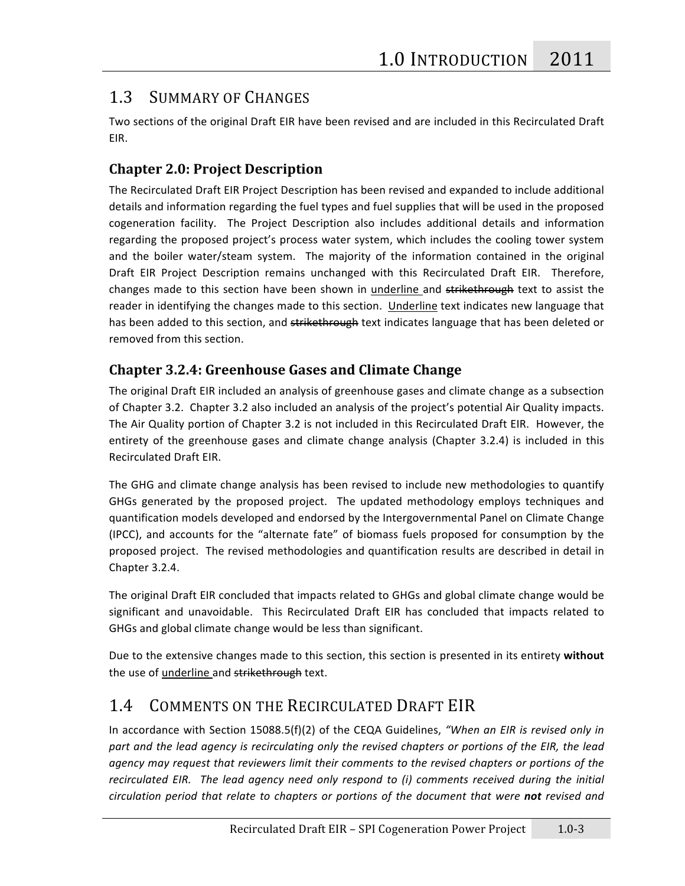## 1.3 Summary of Changes

Two sections of the original Draft EIR have been revised and are included in this Recirculated Draft EIR.

### Chapter 2.0: Project Description

The Recirculated Draft EIR Project Description has been revised and expanded to include additional details and information regarding the fuel types and fuel supplies that will be used in the proposed cogeneration facility. The Project Description also includes additional details and information regarding the proposed project's process water system, which includes the cooling tower system and the boiler water/steam system. The majority of the information contained in the original Draft EIR Project Description remains unchanged with this Recirculated Draft EIR. Therefore, changes made to this section have been shown in <u>underline</u> and ~~strikethrough~~ text to assist the reader in identifying the changes made to this section. <u>Underline</u> text indicates new language that has been added to this section, and ~~strikethrough~~ text indicates language that has been deleted or removed from this section.

### Chapter 3.2.4: Greenhouse Gases and Climate Change

The original Draft EIR included an analysis of greenhouse gases and climate change as a subsection of Chapter 3.2. Chapter 3.2 also included an analysis of the project's potential Air Quality impacts. The Air Quality portion of Chapter 3.2 is not included in this Recirculated Draft EIR. However, the entirety of the greenhouse gases and climate change analysis (Chapter 3.2.4) is included in this Recirculated Draft EIR.

The GHG and climate change analysis has been revised to include new methodologies to quantify GHGs generated by the proposed project. The updated methodology employs techniques and quantification models developed and endorsed by the Intergovernmental Panel on Climate Change (IPCC), and accounts for the "alternate fate" of biomass fuels proposed for consumption by the proposed project. The revised methodologies and quantification results are described in detail in Chapter 3.2.4.

The original Draft EIR concluded that impacts related to GHGs and global climate change would be significant and unavoidable. This Recirculated Draft EIR has concluded that impacts related to GHGs and global climate change would be less than significant.

Due to the extensive changes made to this section, this section is presented in its entirety **without** the use of <u>underline</u> and ~~strikethrough~~ text.

## 1.4 Comments on the Recirculated Draft EIR

In accordance with Section 15088.5(f)(2) of the CEQA Guidelines, *"When an EIR is revised only in part and the lead agency is recirculating only the revised chapters or portions of the EIR, the lead agency may request that reviewers limit their comments to the revised chapters or portions of the recirculated EIR. The lead agency need only respond to (i) comments received during the initial circulation period that relate to chapters or portions of the document that were* ***not*** *revised and*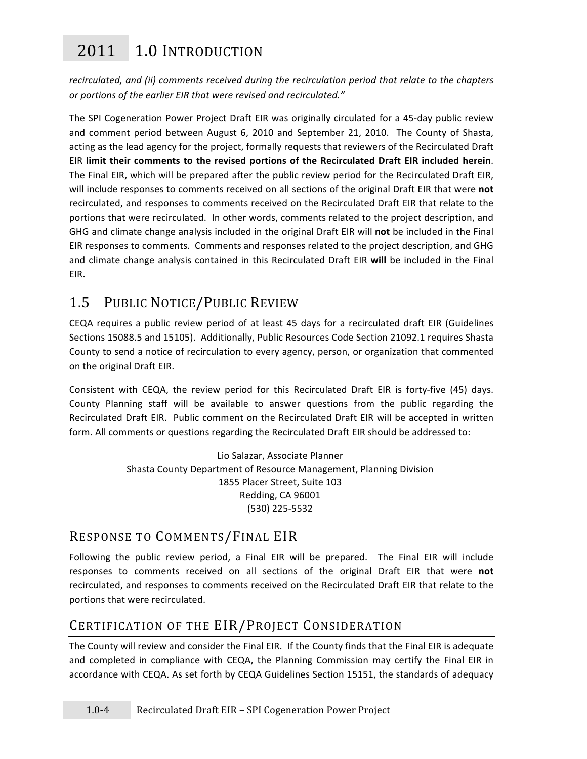*recirculated, and (ii) comments received during the recirculation period that relate to the chapters or portions of the earlier EIR that were revised and recirculated."*

The SPI Cogeneration Power Project Draft EIR was originally circulated for a 45-day public review and comment period between August 6, 2010 and September 21, 2010. The County of Shasta, acting as the lead agency for the project, formally requests that reviewers of the Recirculated Draft EIR **limit their comments to the revised portions of the Recirculated Draft EIR included herein**. The Final EIR, which will be prepared after the public review period for the Recirculated Draft EIR, will include responses to comments received on all sections of the original Draft EIR that were **not** recirculated, and responses to comments received on the Recirculated Draft EIR that relate to the portions that were recirculated. In other words, comments related to the project description, and GHG and climate change analysis included in the original Draft EIR will **not** be included in the Final EIR responses to comments. Comments and responses related to the project description, and GHG and climate change analysis contained in this Recirculated Draft EIR **will** be included in the Final EIR.

## 1.5 Public Notice/Public Review

CEQA requires a public review period of at least 45 days for a recirculated draft EIR (Guidelines Sections 15088.5 and 15105). Additionally, Public Resources Code Section 21092.1 requires Shasta County to send a notice of recirculation to every agency, person, or organization that commented on the original Draft EIR.

Consistent with CEQA, the review period for this Recirculated Draft EIR is forty-five (45) days. County Planning staff will be available to answer questions from the public regarding the Recirculated Draft EIR. Public comment on the Recirculated Draft EIR will be accepted in written form. All comments or questions regarding the Recirculated Draft EIR should be addressed to:

Lio Salazar, Associate Planner
Shasta County Department of Resource Management, Planning Division
1855 Placer Street, Suite 103
Redding, CA 96001
(530) 225-5532

### Response to Comments/Final EIR

Following the public review period, a Final EIR will be prepared. The Final EIR will include responses to comments received on all sections of the original Draft EIR that were **not** recirculated, and responses to comments received on the Recirculated Draft EIR that relate to the portions that were recirculated.

### Certification of the EIR/Project Consideration

The County will review and consider the Final EIR. If the County finds that the Final EIR is adequate and completed in compliance with CEQA, the Planning Commission may certify the Final EIR in accordance with CEQA. As set forth by CEQA Guidelines Section 15151, the standards of adequacy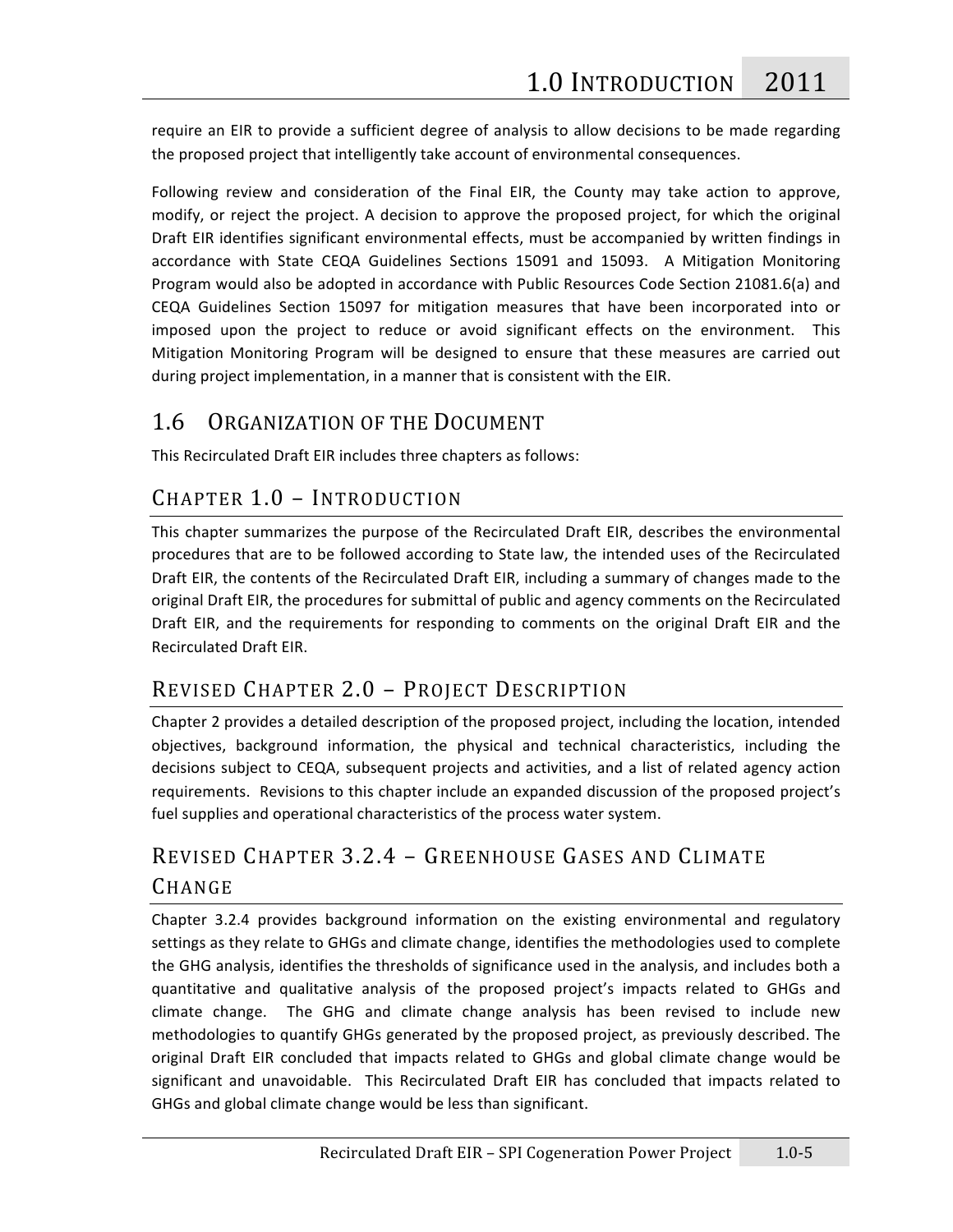require an EIR to provide a sufficient degree of analysis to allow decisions to be made regarding the proposed project that intelligently take account of environmental consequences.

Following review and consideration of the Final EIR, the County may take action to approve, modify, or reject the project. A decision to approve the proposed project, for which the original Draft EIR identifies significant environmental effects, must be accompanied by written findings in accordance with State CEQA Guidelines Sections 15091 and 15093. A Mitigation Monitoring Program would also be adopted in accordance with Public Resources Code Section 21081.6(a) and CEQA Guidelines Section 15097 for mitigation measures that have been incorporated into or imposed upon the project to reduce or avoid significant effects on the environment. This Mitigation Monitoring Program will be designed to ensure that these measures are carried out during project implementation, in a manner that is consistent with the EIR.

## 1.6 Organization of the Document

This Recirculated Draft EIR includes three chapters as follows:

### Chapter 1.0 – Introduction

This chapter summarizes the purpose of the Recirculated Draft EIR, describes the environmental procedures that are to be followed according to State law, the intended uses of the Recirculated Draft EIR, the contents of the Recirculated Draft EIR, including a summary of changes made to the original Draft EIR, the procedures for submittal of public and agency comments on the Recirculated Draft EIR, and the requirements for responding to comments on the original Draft EIR and the Recirculated Draft EIR.

### Revised Chapter 2.0 – Project Description

Chapter 2 provides a detailed description of the proposed project, including the location, intended objectives, background information, the physical and technical characteristics, including the decisions subject to CEQA, subsequent projects and activities, and a list of related agency action requirements. Revisions to this chapter include an expanded discussion of the proposed project's fuel supplies and operational characteristics of the process water system.

### Revised Chapter 3.2.4 – Greenhouse Gases and Climate Change

Chapter 3.2.4 provides background information on the existing environmental and regulatory settings as they relate to GHGs and climate change, identifies the methodologies used to complete the GHG analysis, identifies the thresholds of significance used in the analysis, and includes both a quantitative and qualitative analysis of the proposed project's impacts related to GHGs and climate change. The GHG and climate change analysis has been revised to include new methodologies to quantify GHGs generated by the proposed project, as previously described. The original Draft EIR concluded that impacts related to GHGs and global climate change would be significant and unavoidable. This Recirculated Draft EIR has concluded that impacts related to GHGs and global climate change would be less than significant.